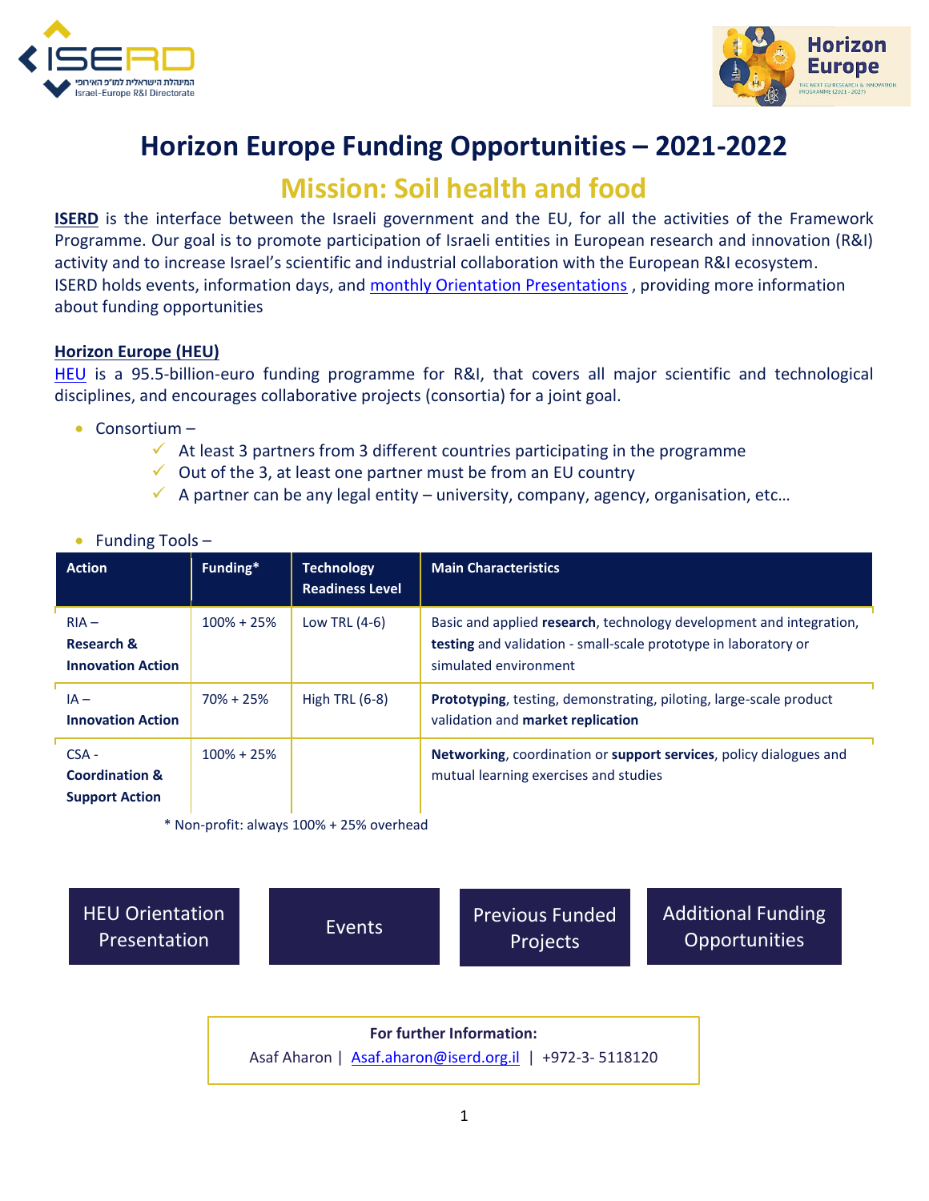# Horizon Europe Funding Opportunities – 2021-2022

## Mission: Soil health and food

**ISERD** is the interface between the Israeli government and the EU, for all the activities of the Framework Programme. Our goal is to promote participation of Israeli entities in European research and innovation (R&I) activity and to increase Israel's scientific and industrial collaboration with the European R&I ecosystem.
ISERD holds events, information days, and monthly Orientation Presentations , providing more information about funding opportunities

### Horizon Europe (HEU)

HEU is a 95.5-billion-euro funding programme for R&I, that covers all major scientific and technological disciplines, and encourages collaborative projects (consortia) for a joint goal.

- Consortium –
  - ✓ At least 3 partners from 3 different countries participating in the programme
  - ✓ Out of the 3, at least one partner must be from an EU country
  - ✓ A partner can be any legal entity – university, company, agency, organisation, etc…

- Funding Tools –

| Action | Funding* | Technology Readiness Level | Main Characteristics |
|---|---|---|---|
| RIA – **Research & Innovation Action** | 100% + 25% | Low TRL (4-6) | Basic and applied **research**, technology development and integration, **testing** and validation - small-scale prototype in laboratory or simulated environment |
| IA – **Innovation Action** | 70% + 25% | High TRL (6-8) | **Prototyping**, testing, demonstrating, piloting, large-scale product validation and **market replication** |
| CSA - **Coordination & Support Action** | 100% + 25% | | **Networking**, coordination or **support services**, policy dialogues and mutual learning exercises and studies |

\* Non-profit: always 100% + 25% overhead

HEU Orientation Presentation | Events | Previous Funded Projects | Additional Funding Opportunities

**For further Information:**
Asaf Aharon | Asaf.aharon@iserd.org.il | +972-3- 5118120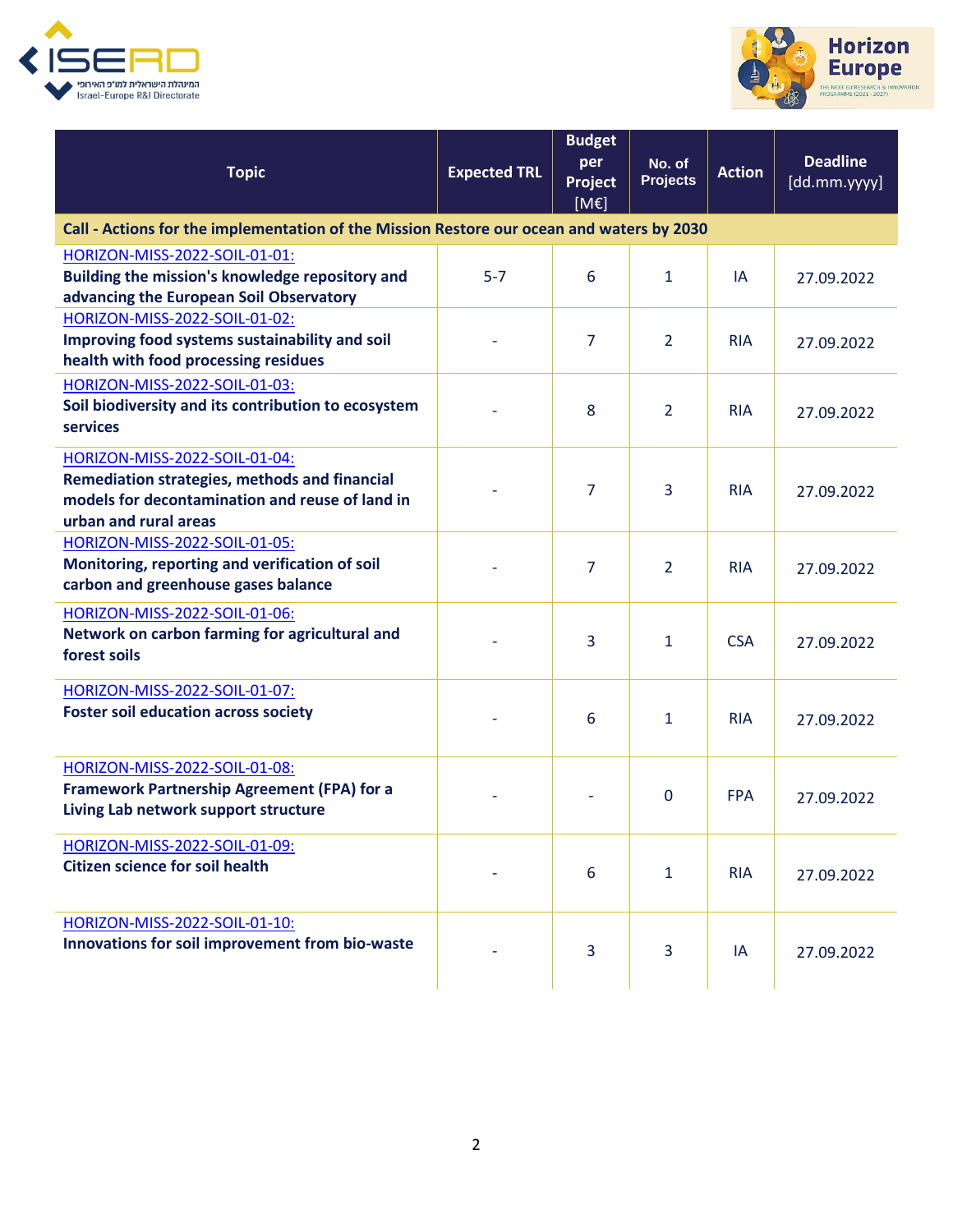| Topic | Expected TRL | Budget per Project [M€] | No. of Projects | Action | Deadline [dd.mm.yyyy] |
|---|---|---|---|---|---|
| **Call - Actions for the implementation of the Mission Restore our ocean and waters by 2030** | | | | | |
| HORIZON-MISS-2022-SOIL-01-01: **Building the mission's knowledge repository and advancing the European Soil Observatory** | 5-7 | 6 | 1 | IA | 27.09.2022 |
| HORIZON-MISS-2022-SOIL-01-02: **Improving food systems sustainability and soil health with food processing residues** | - | 7 | 2 | RIA | 27.09.2022 |
| HORIZON-MISS-2022-SOIL-01-03: **Soil biodiversity and its contribution to ecosystem services** | - | 8 | 2 | RIA | 27.09.2022 |
| HORIZON-MISS-2022-SOIL-01-04: **Remediation strategies, methods and financial models for decontamination and reuse of land in urban and rural areas** | - | 7 | 3 | RIA | 27.09.2022 |
| HORIZON-MISS-2022-SOIL-01-05: **Monitoring, reporting and verification of soil carbon and greenhouse gases balance** | - | 7 | 2 | RIA | 27.09.2022 |
| HORIZON-MISS-2022-SOIL-01-06: **Network on carbon farming for agricultural and forest soils** | - | 3 | 1 | CSA | 27.09.2022 |
| HORIZON-MISS-2022-SOIL-01-07: **Foster soil education across society** | - | 6 | 1 | RIA | 27.09.2022 |
| HORIZON-MISS-2022-SOIL-01-08: **Framework Partnership Agreement (FPA) for a Living Lab network support structure** | - | - | 0 | FPA | 27.09.2022 |
| HORIZON-MISS-2022-SOIL-01-09: **Citizen science for soil health** | - | 6 | 1 | RIA | 27.09.2022 |
| HORIZON-MISS-2022-SOIL-01-10: **Innovations for soil improvement from bio-waste** | - | 3 | 3 | IA | 27.09.2022 |